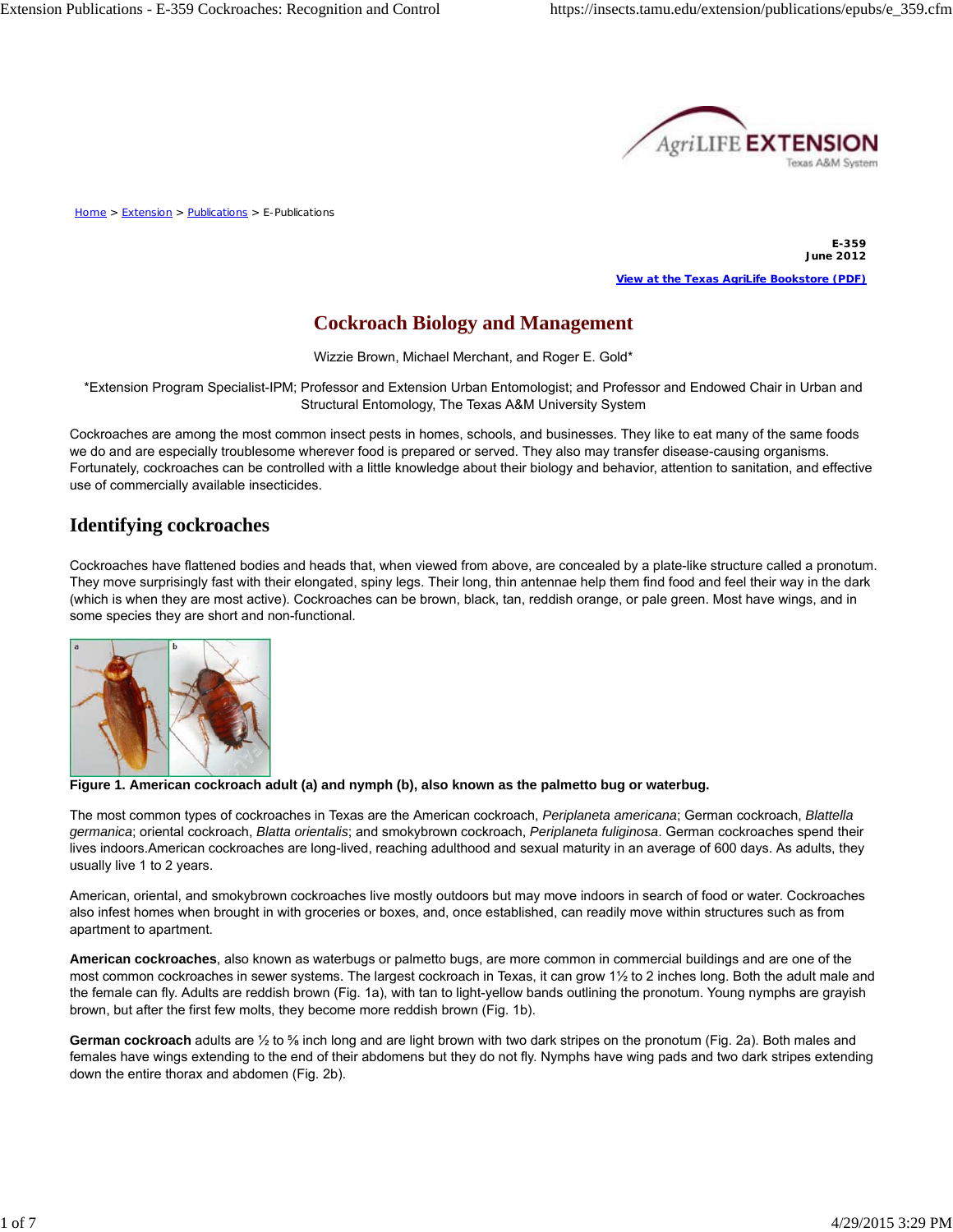Home > Extension > Publications > E-Publications

**E-359**
**June 2012**

**View at the Texas AgriLife Bookstore (PDF)**

# Cockroach Biology and Management

Wizzie Brown, Michael Merchant, and Roger E. Gold*

*Extension Program Specialist-IPM; Professor and Extension Urban Entomologist; and Professor and Endowed Chair in Urban and Structural Entomology, The Texas A&M University System

Cockroaches are among the most common insect pests in homes, schools, and businesses. They like to eat many of the same foods we do and are especially troublesome wherever food is prepared or served. They also may transfer disease-causing organisms. Fortunately, cockroaches can be controlled with a little knowledge about their biology and behavior, attention to sanitation, and effective use of commercially available insecticides.

## Identifying cockroaches

Cockroaches have flattened bodies and heads that, when viewed from above, are concealed by a plate-like structure called a pronotum. They move surprisingly fast with their elongated, spiny legs. Their long, thin antennae help them find food and feel their way in the dark (which is when they are most active). Cockroaches can be brown, black, tan, reddish orange, or pale green. Most have wings, and in some species they are short and non-functional.

**Figure 1. American cockroach adult (a) and nymph (b), also known as the palmetto bug or waterbug.**

The most common types of cockroaches in Texas are the American cockroach, *Periplaneta americana*; German cockroach, *Blattella germanica*; oriental cockroach, *Blatta orientalis*; and smokybrown cockroach, *Periplaneta fuliginosa*. German cockroaches spend their lives indoors.American cockroaches are long-lived, reaching adulthood and sexual maturity in an average of 600 days. As adults, they usually live 1 to 2 years.

American, oriental, and smokybrown cockroaches live mostly outdoors but may move indoors in search of food or water. Cockroaches also infest homes when brought in with groceries or boxes, and, once established, can readily move within structures such as from apartment to apartment.

**American cockroaches**, also known as waterbugs or palmetto bugs, are more common in commercial buildings and are one of the most common cockroaches in sewer systems. The largest cockroach in Texas, it can grow 1½ to 2 inches long. Both the adult male and the female can fly. Adults are reddish brown (Fig. 1a), with tan to light-yellow bands outlining the pronotum. Young nymphs are grayish brown, but after the first few molts, they become more reddish brown (Fig. 1b).

**German cockroach** adults are ½ to ⅝ inch long and are light brown with two dark stripes on the pronotum (Fig. 2a). Both males and females have wings extending to the end of their abdomens but they do not fly. Nymphs have wing pads and two dark stripes extending down the entire thorax and abdomen (Fig. 2b).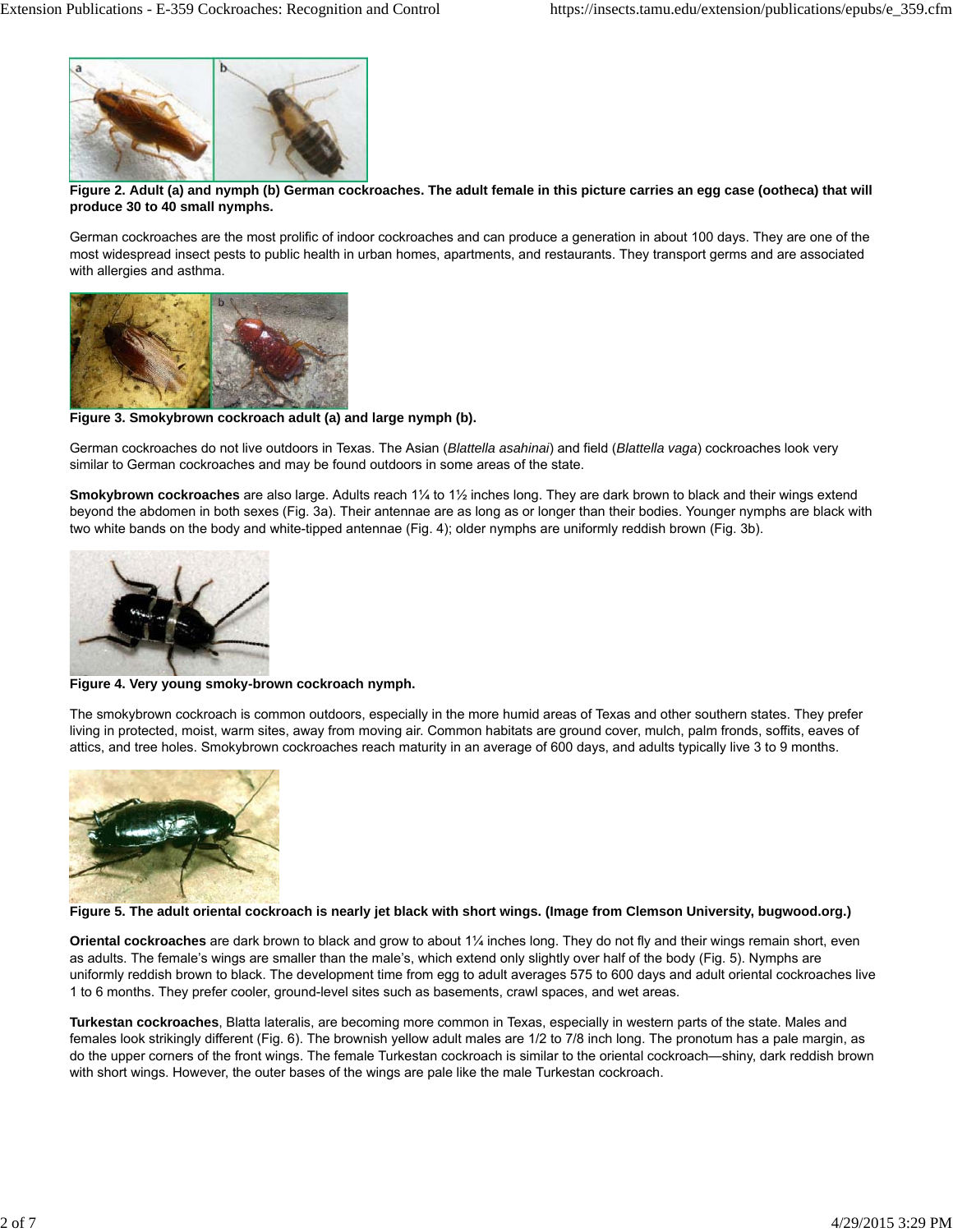**Figure 2. Adult (a) and nymph (b) German cockroaches. The adult female in this picture carries an egg case (ootheca) that will produce 30 to 40 small nymphs.**

German cockroaches are the most prolific of indoor cockroaches and can produce a generation in about 100 days. They are one of the most widespread insect pests to public health in urban homes, apartments, and restaurants. They transport germs and are associated with allergies and asthma.

**Figure 3. Smokybrown cockroach adult (a) and large nymph (b).**

German cockroaches do not live outdoors in Texas. The Asian (*Blattella asahinai*) and field (*Blattella vaga*) cockroaches look very similar to German cockroaches and may be found outdoors in some areas of the state.

**Smokybrown cockroaches** are also large. Adults reach 1¼ to 1½ inches long. They are dark brown to black and their wings extend beyond the abdomen in both sexes (Fig. 3a). Their antennae are as long as or longer than their bodies. Younger nymphs are black with two white bands on the body and white-tipped antennae (Fig. 4); older nymphs are uniformly reddish brown (Fig. 3b).

**Figure 4. Very young smoky-brown cockroach nymph.**

The smokybrown cockroach is common outdoors, especially in the more humid areas of Texas and other southern states. They prefer living in protected, moist, warm sites, away from moving air. Common habitats are ground cover, mulch, palm fronds, soffits, eaves of attics, and tree holes. Smokybrown cockroaches reach maturity in an average of 600 days, and adults typically live 3 to 9 months.

**Figure 5. The adult oriental cockroach is nearly jet black with short wings. (Image from Clemson University, bugwood.org.)**

**Oriental cockroaches** are dark brown to black and grow to about 1¼ inches long. They do not fly and their wings remain short, even as adults. The female's wings are smaller than the male's, which extend only slightly over half of the body (Fig. 5). Nymphs are uniformly reddish brown to black. The development time from egg to adult averages 575 to 600 days and adult oriental cockroaches live 1 to 6 months. They prefer cooler, ground-level sites such as basements, crawl spaces, and wet areas.

**Turkestan cockroaches**, Blatta lateralis, are becoming more common in Texas, especially in western parts of the state. Males and females look strikingly different (Fig. 6). The brownish yellow adult males are 1/2 to 7/8 inch long. The pronotum has a pale margin, as do the upper corners of the front wings. The female Turkestan cockroach is similar to the oriental cockroach—shiny, dark reddish brown with short wings. However, the outer bases of the wings are pale like the male Turkestan cockroach.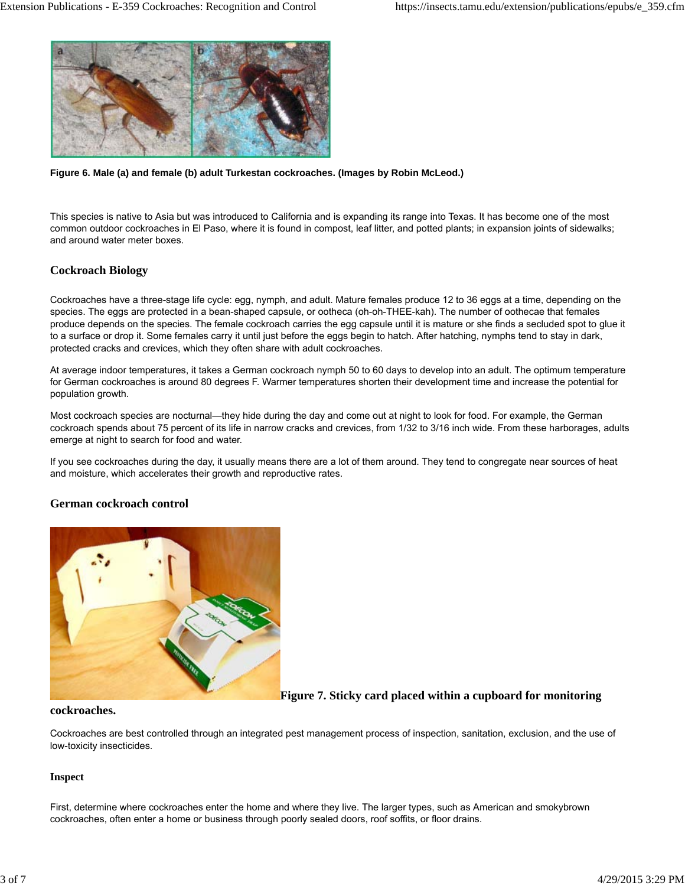**Figure 6. Male (a) and female (b) adult Turkestan cockroaches. (Images by Robin McLeod.)**

This species is native to Asia but was introduced to California and is expanding its range into Texas. It has become one of the most common outdoor cockroaches in El Paso, where it is found in compost, leaf litter, and potted plants; in expansion joints of sidewalks; and around water meter boxes.

### Cockroach Biology

Cockroaches have a three-stage life cycle: egg, nymph, and adult. Mature females produce 12 to 36 eggs at a time, depending on the species. The eggs are protected in a bean-shaped capsule, or ootheca (oh-oh-THEE-kah). The number of oothecae that females produce depends on the species. The female cockroach carries the egg capsule until it is mature or she finds a secluded spot to glue it to a surface or drop it. Some females carry it until just before the eggs begin to hatch. After hatching, nymphs tend to stay in dark, protected cracks and crevices, which they often share with adult cockroaches.

At average indoor temperatures, it takes a German cockroach nymph 50 to 60 days to develop into an adult. The optimum temperature for German cockroaches is around 80 degrees F. Warmer temperatures shorten their development time and increase the potential for population growth.

Most cockroach species are nocturnal—they hide during the day and come out at night to look for food. For example, the German cockroach spends about 75 percent of its life in narrow cracks and crevices, from 1/32 to 3/16 inch wide. From these harborages, adults emerge at night to search for food and water.

If you see cockroaches during the day, it usually means there are a lot of them around. They tend to congregate near sources of heat and moisture, which accelerates their growth and reproductive rates.

### German cockroach control

**Figure 7. Sticky card placed within a cupboard for monitoring cockroaches.**

Cockroaches are best controlled through an integrated pest management process of inspection, sanitation, exclusion, and the use of low-toxicity insecticides.

#### Inspect

First, determine where cockroaches enter the home and where they live. The larger types, such as American and smokybrown cockroaches, often enter a home or business through poorly sealed doors, roof soffits, or floor drains.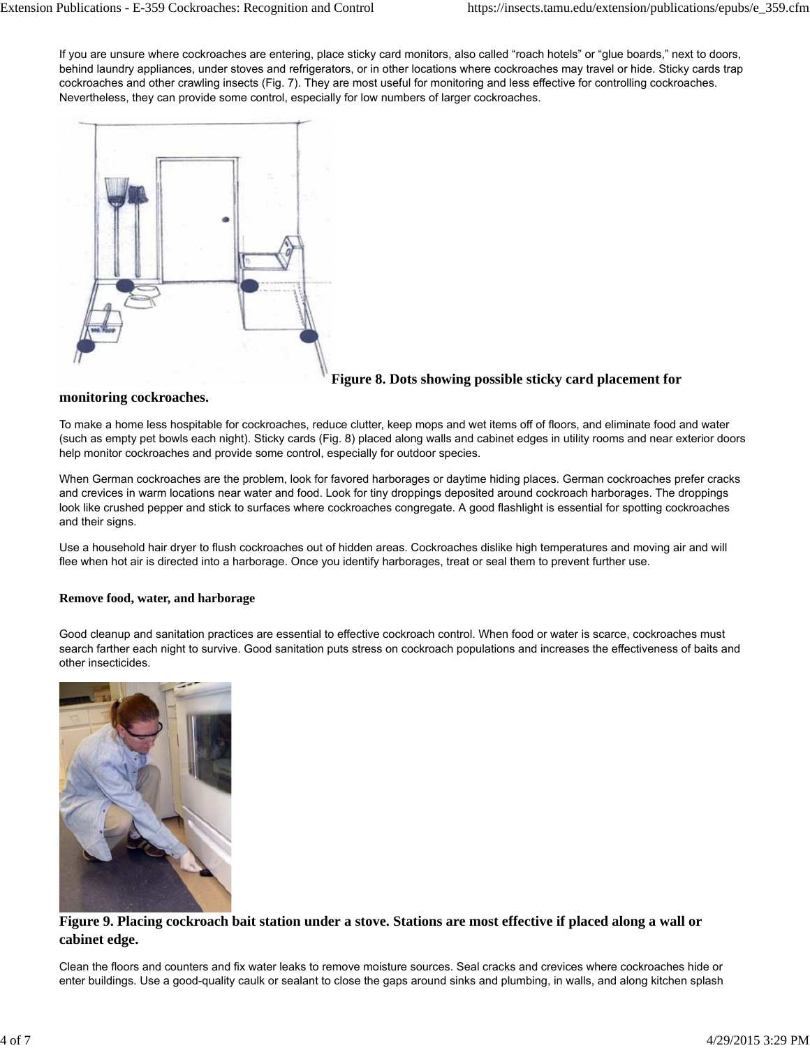If you are unsure where cockroaches are entering, place sticky card monitors, also called “roach hotels” or “glue boards,” next to doors, behind laundry appliances, under stoves and refrigerators, or in other locations where cockroaches may travel or hide. Sticky cards trap cockroaches and other crawling insects (Fig. 7). They are most useful for monitoring and less effective for controlling cockroaches. Nevertheless, they can provide some control, especially for low numbers of larger cockroaches.

**Figure 8. Dots showing possible sticky card placement for monitoring cockroaches.**

To make a home less hospitable for cockroaches, reduce clutter, keep mops and wet items off of floors, and eliminate food and water (such as empty pet bowls each night). Sticky cards (Fig. 8) placed along walls and cabinet edges in utility rooms and near exterior doors help monitor cockroaches and provide some control, especially for outdoor species.

When German cockroaches are the problem, look for favored harborages or daytime hiding places. German cockroaches prefer cracks and crevices in warm locations near water and food. Look for tiny droppings deposited around cockroach harborages. The droppings look like crushed pepper and stick to surfaces where cockroaches congregate. A good flashlight is essential for spotting cockroaches and their signs.

Use a household hair dryer to flush cockroaches out of hidden areas. Cockroaches dislike high temperatures and moving air and will flee when hot air is directed into a harborage. Once you identify harborages, treat or seal them to prevent further use.

### Remove food, water, and harborage

Good cleanup and sanitation practices are essential to effective cockroach control. When food or water is scarce, cockroaches must search farther each night to survive. Good sanitation puts stress on cockroach populations and increases the effectiveness of baits and other insecticides.

**Figure 9. Placing cockroach bait station under a stove. Stations are most effective if placed along a wall or cabinet edge.**

Clean the floors and counters and fix water leaks to remove moisture sources. Seal cracks and crevices where cockroaches hide or enter buildings. Use a good-quality caulk or sealant to close the gaps around sinks and plumbing, in walls, and along kitchen splash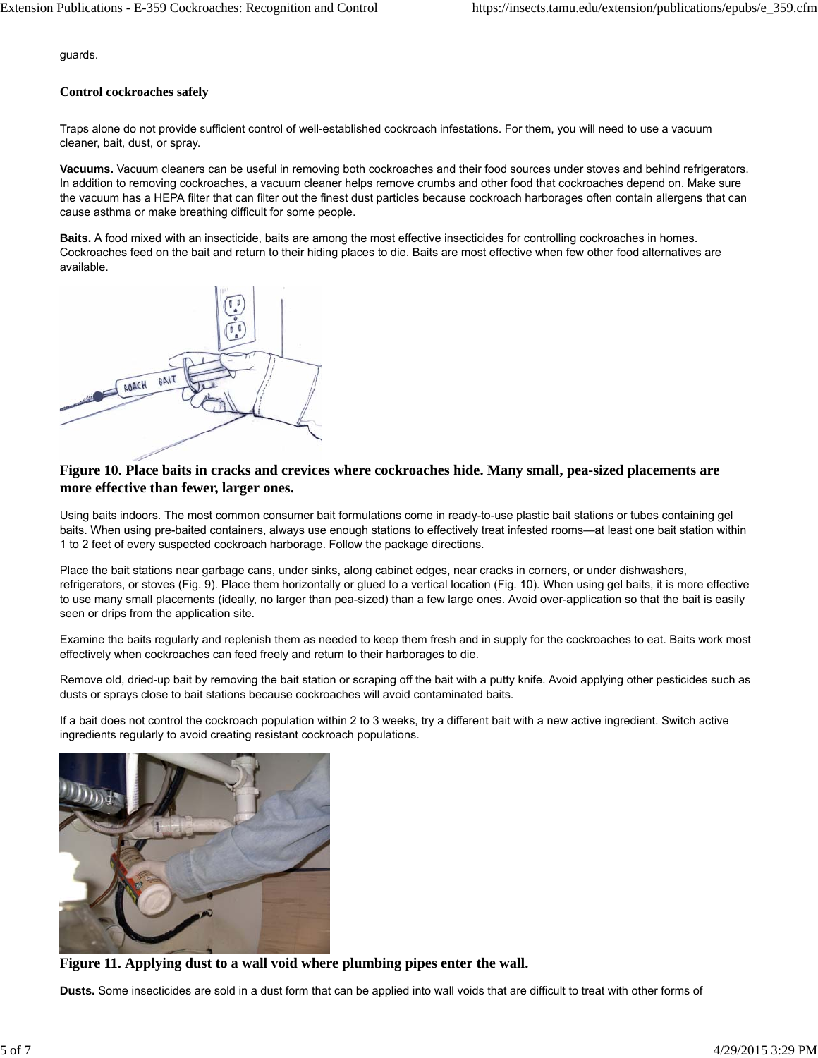guards.

### Control cockroaches safely

Traps alone do not provide sufficient control of well-established cockroach infestations. For them, you will need to use a vacuum cleaner, bait, dust, or spray.

**Vacuums.** Vacuum cleaners can be useful in removing both cockroaches and their food sources under stoves and behind refrigerators. In addition to removing cockroaches, a vacuum cleaner helps remove crumbs and other food that cockroaches depend on. Make sure the vacuum has a HEPA filter that can filter out the finest dust particles because cockroach harborages often contain allergens that can cause asthma or make breathing difficult for some people.

**Baits.** A food mixed with an insecticide, baits are among the most effective insecticides for controlling cockroaches in homes. Cockroaches feed on the bait and return to their hiding places to die. Baits are most effective when few other food alternatives are available.

**Figure 10. Place baits in cracks and crevices where cockroaches hide. Many small, pea-sized placements are more effective than fewer, larger ones.**

Using baits indoors. The most common consumer bait formulations come in ready-to-use plastic bait stations or tubes containing gel baits. When using pre-baited containers, always use enough stations to effectively treat infested rooms—at least one bait station within 1 to 2 feet of every suspected cockroach harborage. Follow the package directions.

Place the bait stations near garbage cans, under sinks, along cabinet edges, near cracks in corners, or under dishwashers, refrigerators, or stoves (Fig. 9). Place them horizontally or glued to a vertical location (Fig. 10). When using gel baits, it is more effective to use many small placements (ideally, no larger than pea-sized) than a few large ones. Avoid over-application so that the bait is easily seen or drips from the application site.

Examine the baits regularly and replenish them as needed to keep them fresh and in supply for the cockroaches to eat. Baits work most effectively when cockroaches can feed freely and return to their harborages to die.

Remove old, dried-up bait by removing the bait station or scraping off the bait with a putty knife. Avoid applying other pesticides such as dusts or sprays close to bait stations because cockroaches will avoid contaminated baits.

If a bait does not control the cockroach population within 2 to 3 weeks, try a different bait with a new active ingredient. Switch active ingredients regularly to avoid creating resistant cockroach populations.

**Figure 11. Applying dust to a wall void where plumbing pipes enter the wall.**

**Dusts.** Some insecticides are sold in a dust form that can be applied into wall voids that are difficult to treat with other forms of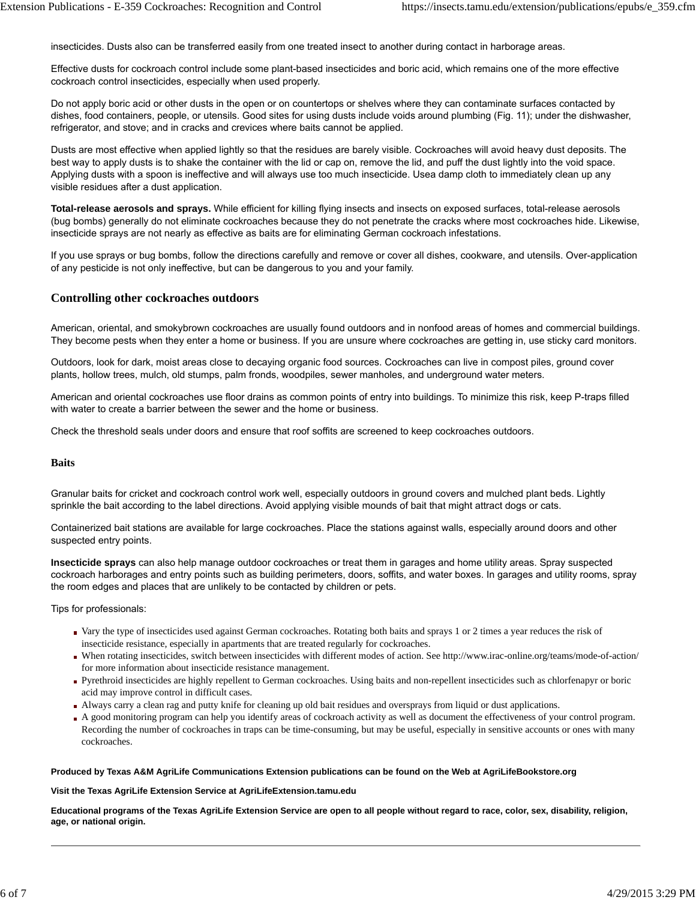insecticides. Dusts also can be transferred easily from one treated insect to another during contact in harborage areas.

Effective dusts for cockroach control include some plant-based insecticides and boric acid, which remains one of the more effective cockroach control insecticides, especially when used properly.

Do not apply boric acid or other dusts in the open or on countertops or shelves where they can contaminate surfaces contacted by dishes, food containers, people, or utensils. Good sites for using dusts include voids around plumbing (Fig. 11); under the dishwasher, refrigerator, and stove; and in cracks and crevices where baits cannot be applied.

Dusts are most effective when applied lightly so that the residues are barely visible. Cockroaches will avoid heavy dust deposits. The best way to apply dusts is to shake the container with the lid or cap on, remove the lid, and puff the dust lightly into the void space. Applying dusts with a spoon is ineffective and will always use too much insecticide. Usea damp cloth to immediately clean up any visible residues after a dust application.

**Total-release aerosols and sprays.** While efficient for killing flying insects and insects on exposed surfaces, total-release aerosols (bug bombs) generally do not eliminate cockroaches because they do not penetrate the cracks where most cockroaches hide. Likewise, insecticide sprays are not nearly as effective as baits are for eliminating German cockroach infestations.

If you use sprays or bug bombs, follow the directions carefully and remove or cover all dishes, cookware, and utensils. Over-application of any pesticide is not only ineffective, but can be dangerous to you and your family.

## Controlling other cockroaches outdoors

American, oriental, and smokybrown cockroaches are usually found outdoors and in nonfood areas of homes and commercial buildings. They become pests when they enter a home or business. If you are unsure where cockroaches are getting in, use sticky card monitors.

Outdoors, look for dark, moist areas close to decaying organic food sources. Cockroaches can live in compost piles, ground cover plants, hollow trees, mulch, old stumps, palm fronds, woodpiles, sewer manholes, and underground water meters.

American and oriental cockroaches use floor drains as common points of entry into buildings. To minimize this risk, keep P-traps filled with water to create a barrier between the sewer and the home or business.

Check the threshold seals under doors and ensure that roof soffits are screened to keep cockroaches outdoors.

### Baits

Granular baits for cricket and cockroach control work well, especially outdoors in ground covers and mulched plant beds. Lightly sprinkle the bait according to the label directions. Avoid applying visible mounds of bait that might attract dogs or cats.

Containerized bait stations are available for large cockroaches. Place the stations against walls, especially around doors and other suspected entry points.

**Insecticide sprays** can also help manage outdoor cockroaches or treat them in garages and home utility areas. Spray suspected cockroach harborages and entry points such as building perimeters, doors, soffits, and water boxes. In garages and utility rooms, spray the room edges and places that are unlikely to be contacted by children or pets.

Tips for professionals:

- Vary the type of insecticides used against German cockroaches. Rotating both baits and sprays 1 or 2 times a year reduces the risk of insecticide resistance, especially in apartments that are treated regularly for cockroaches.
- When rotating insecticides, switch between insecticides with different modes of action. See http://www.irac-online.org/teams/mode-of-action/ for more information about insecticide resistance management.
- Pyrethroid insecticides are highly repellent to German cockroaches. Using baits and non-repellent insecticides such as chlorfenapyr or boric acid may improve control in difficult cases.
- Always carry a clean rag and putty knife for cleaning up old bait residues and oversprays from liquid or dust applications.
- A good monitoring program can help you identify areas of cockroach activity as well as document the effectiveness of your control program. Recording the number of cockroaches in traps can be time-consuming, but may be useful, especially in sensitive accounts or ones with many cockroaches.

**Produced by Texas A&M AgriLife Communications Extension publications can be found on the Web at AgriLifeBookstore.org**

**Visit the Texas AgriLife Extension Service at AgriLifeExtension.tamu.edu**

**Educational programs of the Texas AgriLife Extension Service are open to all people without regard to race, color, sex, disability, religion, age, or national origin.**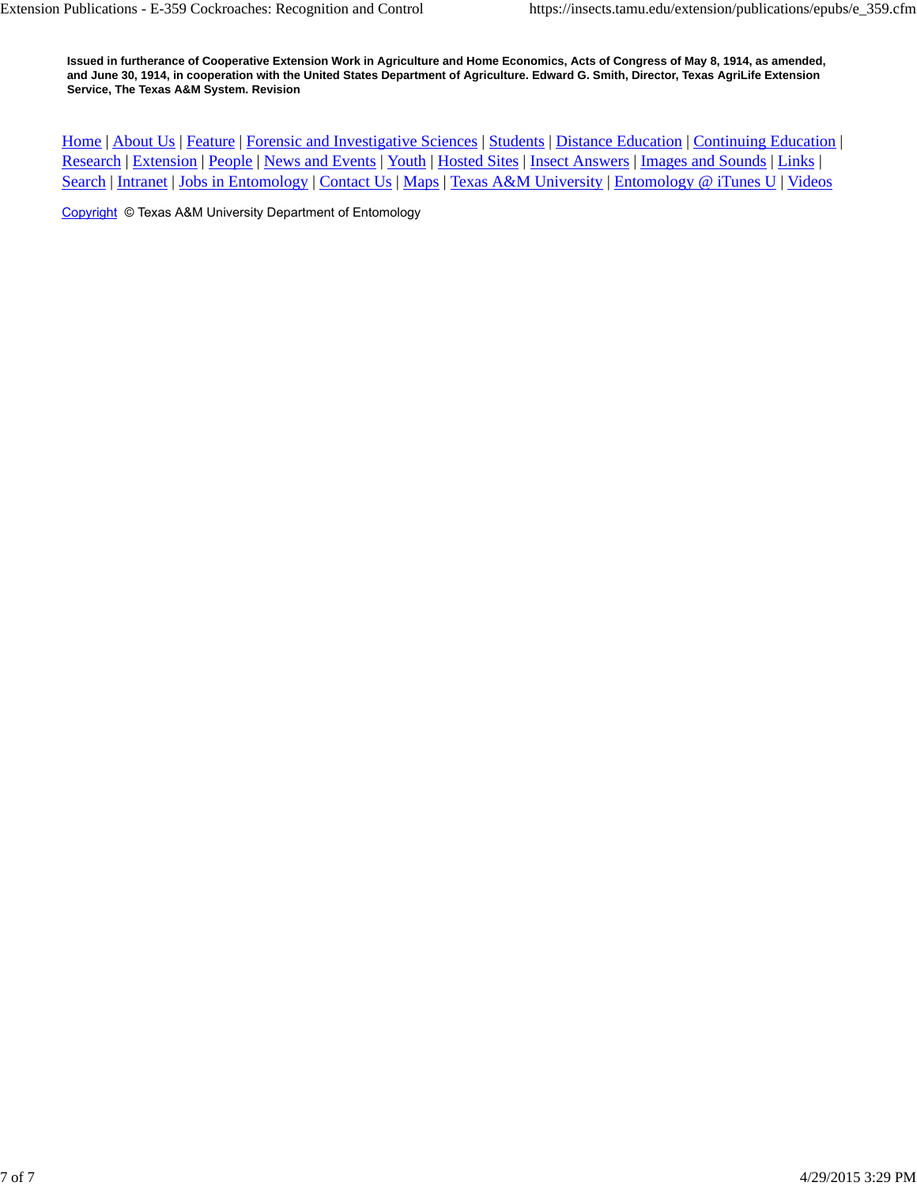**Issued in furtherance of Cooperative Extension Work in Agriculture and Home Economics, Acts of Congress of May 8, 1914, as amended, and June 30, 1914, in cooperation with the United States Department of Agriculture. Edward G. Smith, Director, Texas AgriLife Extension Service, The Texas A&M System. Revision**

Home | About Us | Feature | Forensic and Investigative Sciences | Students | Distance Education | Continuing Education | Research | Extension | People | News and Events | Youth | Hosted Sites | Insect Answers | Images and Sounds | Links | Search | Intranet | Jobs in Entomology | Contact Us | Maps | Texas A&M University | Entomology @ iTunes U | Videos

Copyright © Texas A&M University Department of Entomology